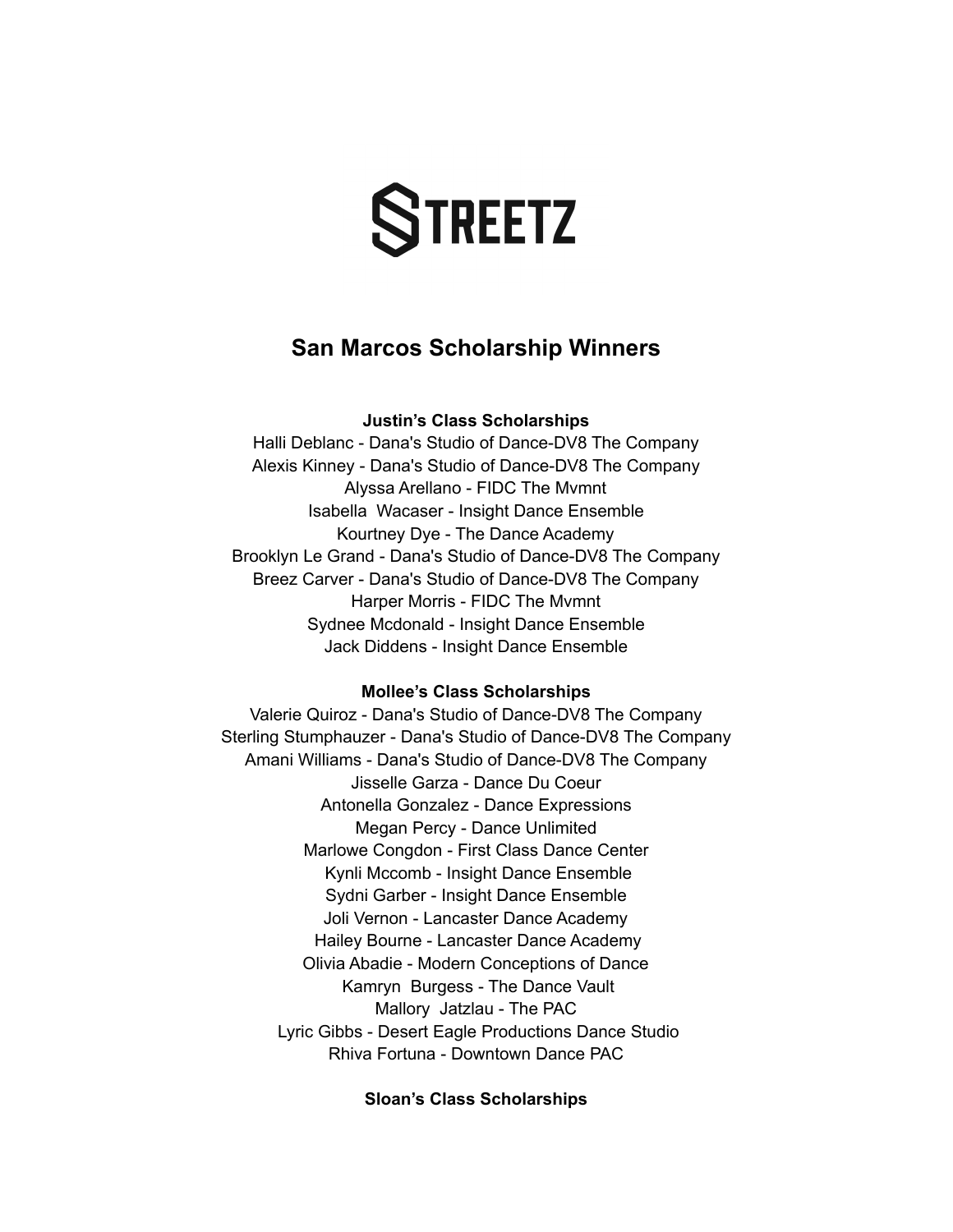# STREETZ

## San Marcos Scholarship Winners

**Justin's Class Scholarships**

Halli Deblanc - Dana's Studio of Dance-DV8 The Company
Alexis Kinney - Dana's Studio of Dance-DV8 The Company
Alyssa Arellano - FIDC The Mvmnt
Isabella Wacaser - Insight Dance Ensemble
Kourtney Dye - The Dance Academy
Brooklyn Le Grand - Dana's Studio of Dance-DV8 The Company
Breez Carver - Dana's Studio of Dance-DV8 The Company
Harper Morris - FIDC The Mvmnt
Sydnee Mcdonald - Insight Dance Ensemble
Jack Diddens - Insight Dance Ensemble

**Mollee's Class Scholarships**

Valerie Quiroz - Dana's Studio of Dance-DV8 The Company
Sterling Stumphauzer - Dana's Studio of Dance-DV8 The Company
Amani Williams - Dana's Studio of Dance-DV8 The Company
Jisselle Garza - Dance Du Coeur
Antonella Gonzalez - Dance Expressions
Megan Percy - Dance Unlimited
Marlowe Congdon - First Class Dance Center
Kynli Mccomb - Insight Dance Ensemble
Sydni Garber - Insight Dance Ensemble
Joli Vernon - Lancaster Dance Academy
Hailey Bourne - Lancaster Dance Academy
Olivia Abadie - Modern Conceptions of Dance
Kamryn Burgess - The Dance Vault
Mallory Jatzlau - The PAC
Lyric Gibbs - Desert Eagle Productions Dance Studio
Rhiva Fortuna - Downtown Dance PAC

**Sloan's Class Scholarships**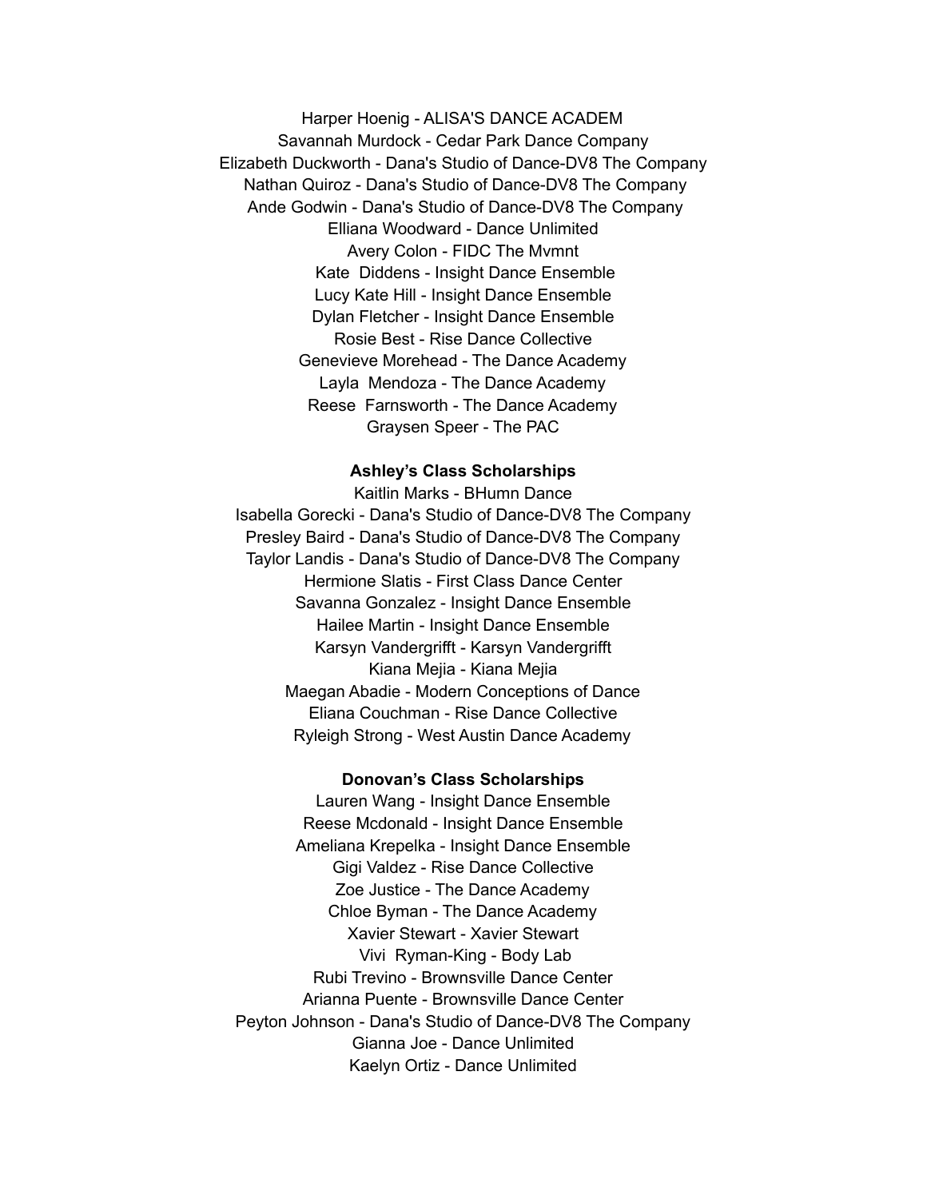Harper Hoenig - ALISA'S DANCE ACADEM
Savannah Murdock - Cedar Park Dance Company
Elizabeth Duckworth - Dana's Studio of Dance-DV8 The Company
Nathan Quiroz - Dana's Studio of Dance-DV8 The Company
Ande Godwin - Dana's Studio of Dance-DV8 The Company
Elliana Woodward - Dance Unlimited
Avery Colon - FIDC The Mvmnt
Kate Diddens - Insight Dance Ensemble
Lucy Kate Hill - Insight Dance Ensemble
Dylan Fletcher - Insight Dance Ensemble
Rosie Best - Rise Dance Collective
Genevieve Morehead - The Dance Academy
Layla Mendoza - The Dance Academy
Reese Farnsworth - The Dance Academy
Graysen Speer - The PAC

**Ashley's Class Scholarships**

Kaitlin Marks - BHumn Dance
Isabella Gorecki - Dana's Studio of Dance-DV8 The Company
Presley Baird - Dana's Studio of Dance-DV8 The Company
Taylor Landis - Dana's Studio of Dance-DV8 The Company
Hermione Slatis - First Class Dance Center
Savanna Gonzalez - Insight Dance Ensemble
Hailee Martin - Insight Dance Ensemble
Karsyn Vandergrifft - Karsyn Vandergrifft
Kiana Mejia - Kiana Mejia
Maegan Abadie - Modern Conceptions of Dance
Eliana Couchman - Rise Dance Collective
Ryleigh Strong - West Austin Dance Academy

**Donovan's Class Scholarships**

Lauren Wang - Insight Dance Ensemble
Reese Mcdonald - Insight Dance Ensemble
Ameliana Krepelka - Insight Dance Ensemble
Gigi Valdez - Rise Dance Collective
Zoe Justice - The Dance Academy
Chloe Byman - The Dance Academy
Xavier Stewart - Xavier Stewart
Vivi Ryman-King - Body Lab
Rubi Trevino - Brownsville Dance Center
Arianna Puente - Brownsville Dance Center
Peyton Johnson - Dana's Studio of Dance-DV8 The Company
Gianna Joe - Dance Unlimited
Kaelyn Ortiz - Dance Unlimited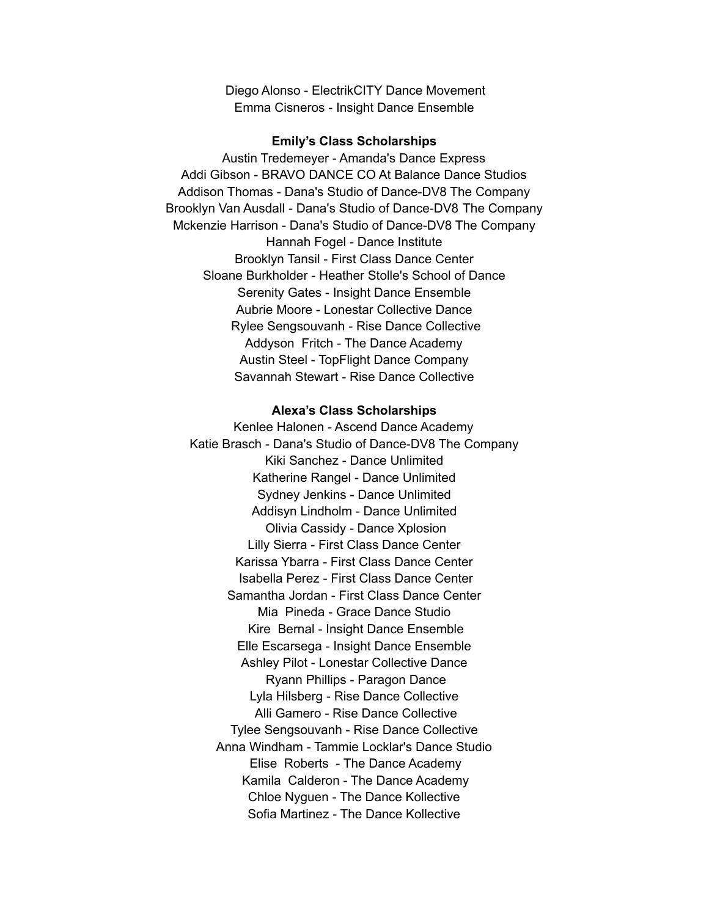Diego Alonso - ElectrikCITY Dance Movement
Emma Cisneros - Insight Dance Ensemble

**Emily's Class Scholarships**

Austin Tredemeyer - Amanda's Dance Express
Addi Gibson - BRAVO DANCE CO At Balance Dance Studios
Addison Thomas - Dana's Studio of Dance-DV8 The Company
Brooklyn Van Ausdall - Dana's Studio of Dance-DV8 The Company
Mckenzie Harrison - Dana's Studio of Dance-DV8 The Company
Hannah Fogel - Dance Institute
Brooklyn Tansil - First Class Dance Center
Sloane Burkholder - Heather Stolle's School of Dance
Serenity Gates - Insight Dance Ensemble
Aubrie Moore - Lonestar Collective Dance
Rylee Sengsouvanh - Rise Dance Collective
Addyson Fritch - The Dance Academy
Austin Steel - TopFlight Dance Company
Savannah Stewart - Rise Dance Collective

**Alexa's Class Scholarships**

Kenlee Halonen - Ascend Dance Academy
Katie Brasch - Dana's Studio of Dance-DV8 The Company
Kiki Sanchez - Dance Unlimited
Katherine Rangel - Dance Unlimited
Sydney Jenkins - Dance Unlimited
Addisyn Lindholm - Dance Unlimited
Olivia Cassidy - Dance Xplosion
Lilly Sierra - First Class Dance Center
Karissa Ybarra - First Class Dance Center
Isabella Perez - First Class Dance Center
Samantha Jordan - First Class Dance Center
Mia Pineda - Grace Dance Studio
Kire Bernal - Insight Dance Ensemble
Elle Escarsega - Insight Dance Ensemble
Ashley Pilot - Lonestar Collective Dance
Ryann Phillips - Paragon Dance
Lyla Hilsberg - Rise Dance Collective
Alli Gamero - Rise Dance Collective
Tylee Sengsouvanh - Rise Dance Collective
Anna Windham - Tammie Locklar's Dance Studio
Elise Roberts - The Dance Academy
Kamila Calderon - The Dance Academy
Chloe Nyguen - The Dance Kollective
Sofia Martinez - The Dance Kollective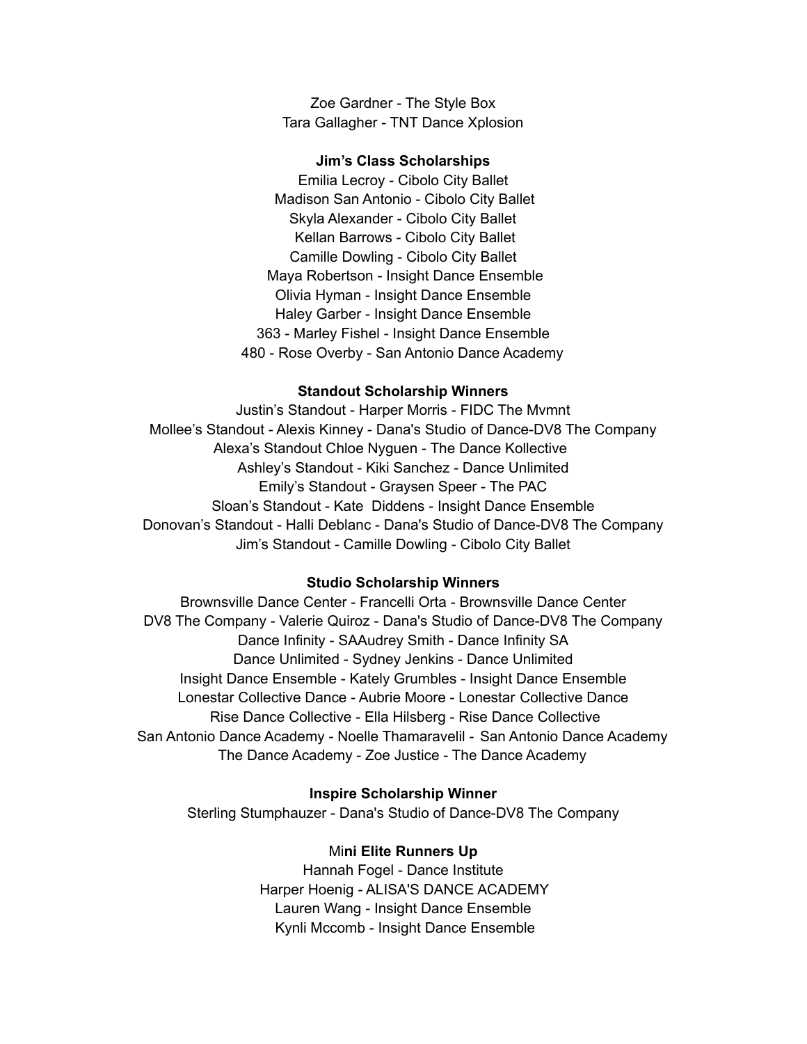Zoe Gardner - The Style Box
Tara Gallagher - TNT Dance Xplosion

**Jim's Class Scholarships**

Emilia Lecroy - Cibolo City Ballet
Madison San Antonio - Cibolo City Ballet
Skyla Alexander - Cibolo City Ballet
Kellan Barrows - Cibolo City Ballet
Camille Dowling - Cibolo City Ballet
Maya Robertson - Insight Dance Ensemble
Olivia Hyman - Insight Dance Ensemble
Haley Garber - Insight Dance Ensemble
363 - Marley Fishel - Insight Dance Ensemble
480 - Rose Overby - San Antonio Dance Academy

**Standout Scholarship Winners**

Justin's Standout - Harper Morris - FIDC The Mvmnt
Mollee's Standout - Alexis Kinney - Dana's Studio of Dance-DV8 The Company
Alexa's Standout Chloe Nyguen - The Dance Kollective
Ashley's Standout - Kiki Sanchez - Dance Unlimited
Emily's Standout - Graysen Speer - The PAC
Sloan's Standout - Kate Diddens - Insight Dance Ensemble
Donovan's Standout - Halli Deblanc - Dana's Studio of Dance-DV8 The Company
Jim's Standout - Camille Dowling - Cibolo City Ballet

**Studio Scholarship Winners**

Brownsville Dance Center - Francelli Orta - Brownsville Dance Center
DV8 The Company - Valerie Quiroz - Dana's Studio of Dance-DV8 The Company
Dance Infinity - SAAudrey Smith - Dance Infinity SA
Dance Unlimited - Sydney Jenkins - Dance Unlimited
Insight Dance Ensemble - Kately Grumbles - Insight Dance Ensemble
Lonestar Collective Dance - Aubrie Moore - Lonestar Collective Dance
Rise Dance Collective - Ella Hilsberg - Rise Dance Collective
San Antonio Dance Academy - Noelle Thamaravelil - San Antonio Dance Academy
The Dance Academy - Zoe Justice - The Dance Academy

**Inspire Scholarship Winner**

Sterling Stumphauzer - Dana's Studio of Dance-DV8 The Company

Mi**ni Elite Runners Up**

Hannah Fogel - Dance Institute
Harper Hoenig - ALISA'S DANCE ACADEMY
Lauren Wang - Insight Dance Ensemble
Kynli Mccomb - Insight Dance Ensemble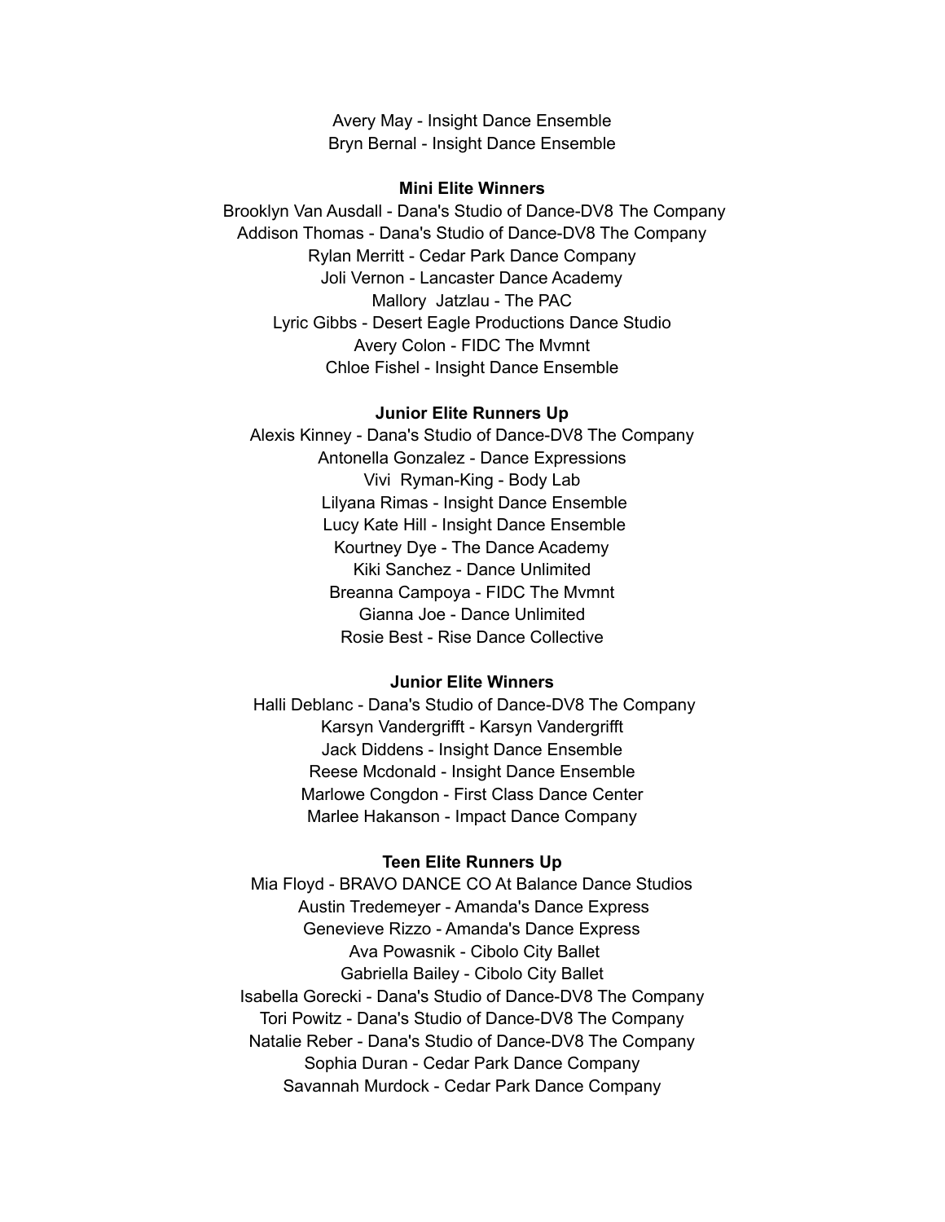Avery May - Insight Dance Ensemble
Bryn Bernal - Insight Dance Ensemble

**Mini Elite Winners**

Brooklyn Van Ausdall - Dana's Studio of Dance-DV8 The Company
Addison Thomas - Dana's Studio of Dance-DV8 The Company
Rylan Merritt - Cedar Park Dance Company
Joli Vernon - Lancaster Dance Academy
Mallory Jatzlau - The PAC
Lyric Gibbs - Desert Eagle Productions Dance Studio
Avery Colon - FIDC The Mvmnt
Chloe Fishel - Insight Dance Ensemble

**Junior Elite Runners Up**

Alexis Kinney - Dana's Studio of Dance-DV8 The Company
Antonella Gonzalez - Dance Expressions
Vivi Ryman-King - Body Lab
Lilyana Rimas - Insight Dance Ensemble
Lucy Kate Hill - Insight Dance Ensemble
Kourtney Dye - The Dance Academy
Kiki Sanchez - Dance Unlimited
Breanna Campoya - FIDC The Mvmnt
Gianna Joe - Dance Unlimited
Rosie Best - Rise Dance Collective

**Junior Elite Winners**

Halli Deblanc - Dana's Studio of Dance-DV8 The Company
Karsyn Vandergrifft - Karsyn Vandergrifft
Jack Diddens - Insight Dance Ensemble
Reese Mcdonald - Insight Dance Ensemble
Marlowe Congdon - First Class Dance Center
Marlee Hakanson - Impact Dance Company

**Teen Elite Runners Up**

Mia Floyd - BRAVO DANCE CO At Balance Dance Studios
Austin Tredemeyer - Amanda's Dance Express
Genevieve Rizzo - Amanda's Dance Express
Ava Powasnik - Cibolo City Ballet
Gabriella Bailey - Cibolo City Ballet
Isabella Gorecki - Dana's Studio of Dance-DV8 The Company
Tori Powitz - Dana's Studio of Dance-DV8 The Company
Natalie Reber - Dana's Studio of Dance-DV8 The Company
Sophia Duran - Cedar Park Dance Company
Savannah Murdock - Cedar Park Dance Company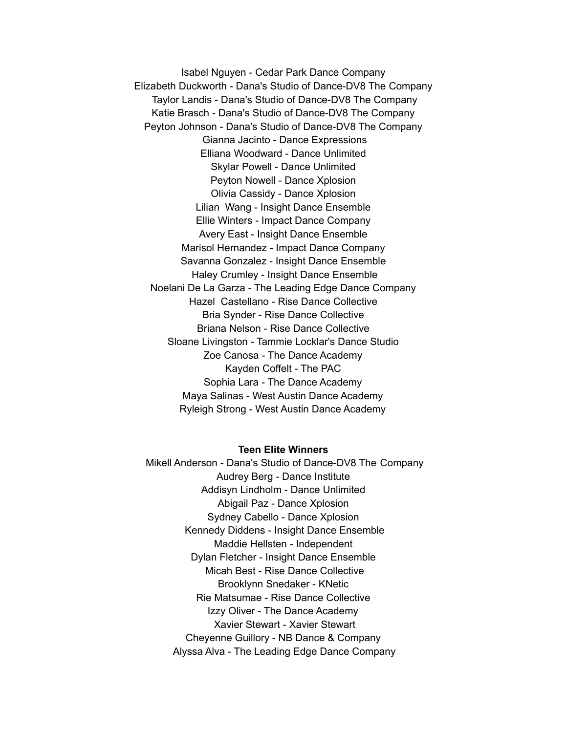Isabel Nguyen - Cedar Park Dance Company
Elizabeth Duckworth - Dana's Studio of Dance-DV8 The Company
Taylor Landis - Dana's Studio of Dance-DV8 The Company
Katie Brasch - Dana's Studio of Dance-DV8 The Company
Peyton Johnson - Dana's Studio of Dance-DV8 The Company
Gianna Jacinto - Dance Expressions
Elliana Woodward - Dance Unlimited
Skylar Powell - Dance Unlimited
Peyton Nowell - Dance Xplosion
Olivia Cassidy - Dance Xplosion
Lilian Wang - Insight Dance Ensemble
Ellie Winters - Impact Dance Company
Avery East - Insight Dance Ensemble
Marisol Hernandez - Impact Dance Company
Savanna Gonzalez - Insight Dance Ensemble
Haley Crumley - Insight Dance Ensemble
Noelani De La Garza - The Leading Edge Dance Company
Hazel Castellano - Rise Dance Collective
Bria Synder - Rise Dance Collective
Briana Nelson - Rise Dance Collective
Sloane Livingston - Tammie Locklar's Dance Studio
Zoe Canosa - The Dance Academy
Kayden Coffelt - The PAC
Sophia Lara - The Dance Academy
Maya Salinas - West Austin Dance Academy
Ryleigh Strong - West Austin Dance Academy

**Teen Elite Winners**

Mikell Anderson - Dana's Studio of Dance-DV8 The Company
Audrey Berg - Dance Institute
Addisyn Lindholm - Dance Unlimited
Abigail Paz - Dance Xplosion
Sydney Cabello - Dance Xplosion
Kennedy Diddens - Insight Dance Ensemble
Maddie Hellsten - Independent
Dylan Fletcher - Insight Dance Ensemble
Micah Best - Rise Dance Collective
Brooklynn Snedaker - KNetic
Rie Matsumae - Rise Dance Collective
Izzy Oliver - The Dance Academy
Xavier Stewart - Xavier Stewart
Cheyenne Guillory - NB Dance & Company
Alyssa Alva - The Leading Edge Dance Company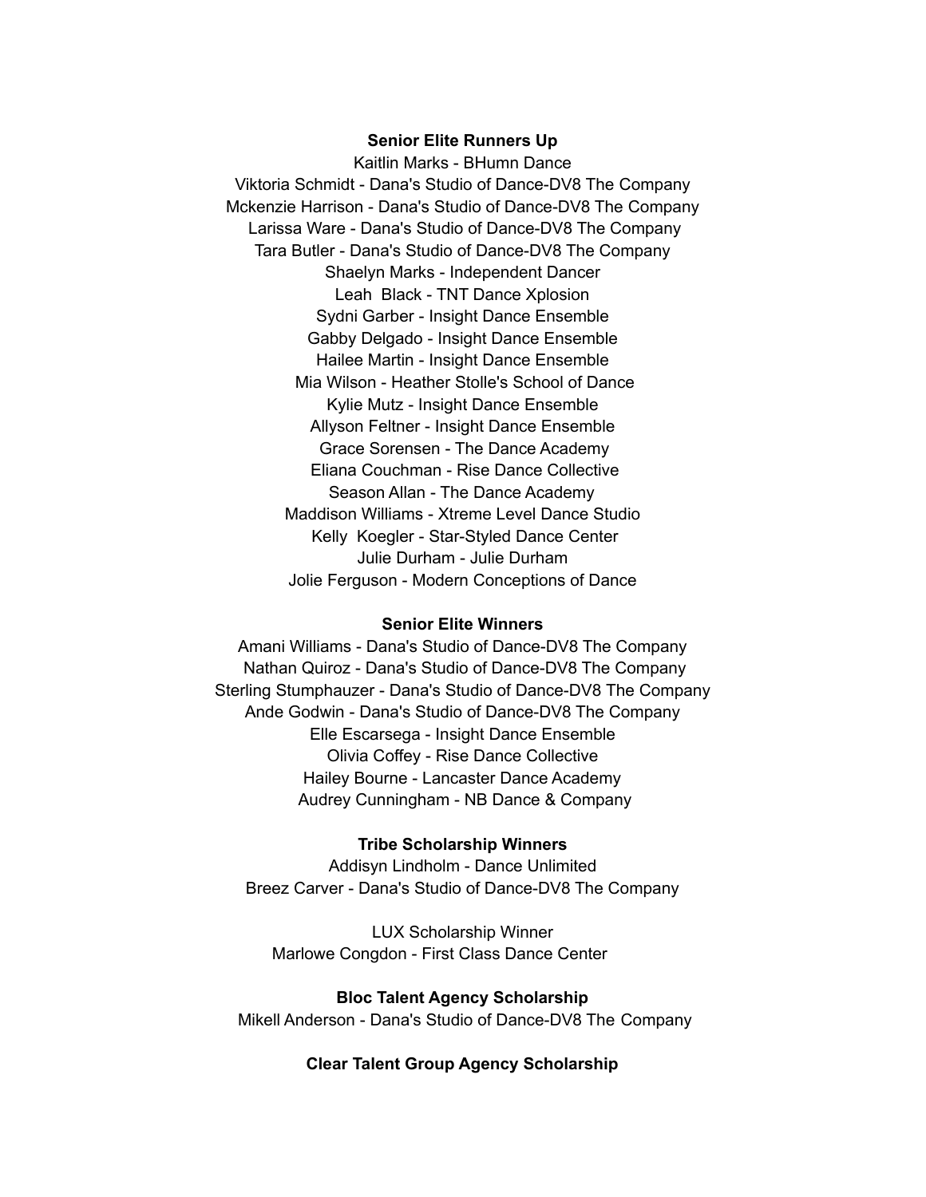**Senior Elite Runners Up**

Kaitlin Marks - BHumn Dance
Viktoria Schmidt - Dana's Studio of Dance-DV8 The Company
Mckenzie Harrison - Dana's Studio of Dance-DV8 The Company
Larissa Ware - Dana's Studio of Dance-DV8 The Company
Tara Butler - Dana's Studio of Dance-DV8 The Company
Shaelyn Marks - Independent Dancer
Leah Black - TNT Dance Xplosion
Sydni Garber - Insight Dance Ensemble
Gabby Delgado - Insight Dance Ensemble
Hailee Martin - Insight Dance Ensemble
Mia Wilson - Heather Stolle's School of Dance
Kylie Mutz - Insight Dance Ensemble
Allyson Feltner - Insight Dance Ensemble
Grace Sorensen - The Dance Academy
Eliana Couchman - Rise Dance Collective
Season Allan - The Dance Academy
Maddison Williams - Xtreme Level Dance Studio
Kelly Koegler - Star-Styled Dance Center
Julie Durham - Julie Durham
Jolie Ferguson - Modern Conceptions of Dance

**Senior Elite Winners**

Amani Williams - Dana's Studio of Dance-DV8 The Company
Nathan Quiroz - Dana's Studio of Dance-DV8 The Company
Sterling Stumphauzer - Dana's Studio of Dance-DV8 The Company
Ande Godwin - Dana's Studio of Dance-DV8 The Company
Elle Escarsega - Insight Dance Ensemble
Olivia Coffey - Rise Dance Collective
Hailey Bourne - Lancaster Dance Academy
Audrey Cunningham - NB Dance & Company

**Tribe Scholarship Winners**

Addisyn Lindholm - Dance Unlimited
Breez Carver - Dana's Studio of Dance-DV8 The Company

LUX Scholarship Winner
Marlowe Congdon - First Class Dance Center

**Bloc Talent Agency Scholarship**

Mikell Anderson - Dana's Studio of Dance-DV8 The Company

**Clear Talent Group Agency Scholarship**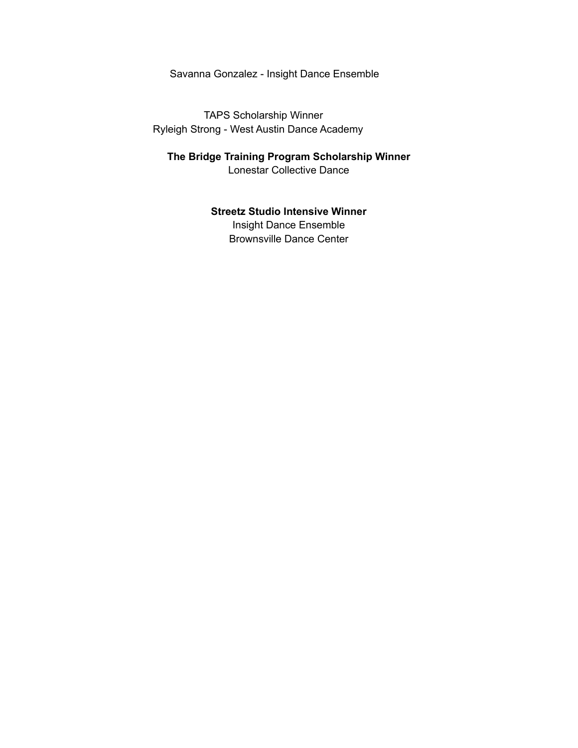Savanna Gonzalez - Insight Dance Ensemble

TAPS Scholarship Winner
Ryleigh Strong - West Austin Dance Academy

**The Bridge Training Program Scholarship Winner**
Lonestar Collective Dance

**Streetz Studio Intensive Winner**
Insight Dance Ensemble
Brownsville Dance Center